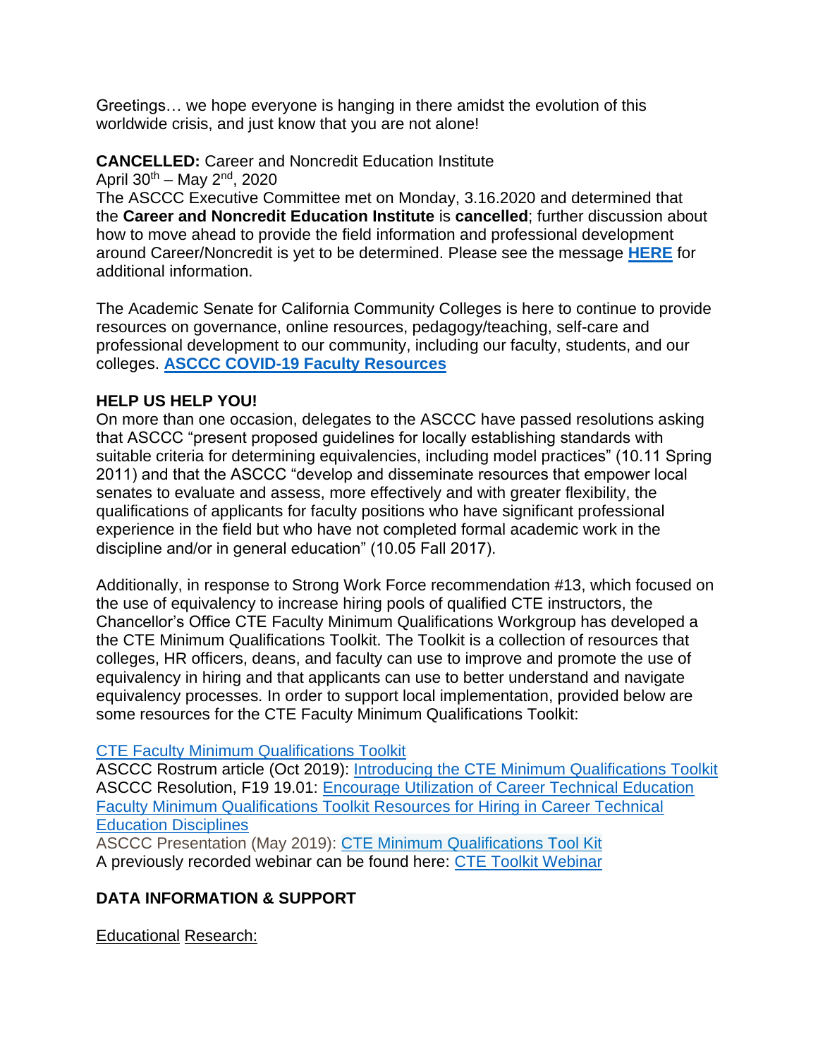Greetings… we hope everyone is hanging in there amidst the evolution of this worldwide crisis, and just know that you are not alone!

**CANCELLED:** Career and Noncredit Education Institute
April 30th – May 2nd, 2020
The ASCCC Executive Committee met on Monday, 3.16.2020 and determined that the **Career and Noncredit Education Institute** is **cancelled**; further discussion about how to move ahead to provide the field information and professional development around Career/Noncredit is yet to be determined. Please see the message **HERE** for additional information.

The Academic Senate for California Community Colleges is here to continue to provide resources on governance, online resources, pedagogy/teaching, self-care and professional development to our community, including our faculty, students, and our colleges. **ASCCC COVID-19 Faculty Resources**

**HELP US HELP YOU!**
On more than one occasion, delegates to the ASCCC have passed resolutions asking that ASCCC "present proposed guidelines for locally establishing standards with suitable criteria for determining equivalencies, including model practices" (10.11 Spring 2011) and that the ASCCC "develop and disseminate resources that empower local senates to evaluate and assess, more effectively and with greater flexibility, the qualifications of applicants for faculty positions who have significant professional experience in the field but who have not completed formal academic work in the discipline and/or in general education" (10.05 Fall 2017).

Additionally, in response to Strong Work Force recommendation #13, which focused on the use of equivalency to increase hiring pools of qualified CTE instructors, the Chancellor's Office CTE Faculty Minimum Qualifications Workgroup has developed a the CTE Minimum Qualifications Toolkit. The Toolkit is a collection of resources that colleges, HR officers, deans, and faculty can use to improve and promote the use of equivalency in hiring and that applicants can use to better understand and navigate equivalency processes. In order to support local implementation, provided below are some resources for the CTE Faculty Minimum Qualifications Toolkit:

CTE Faculty Minimum Qualifications Toolkit
ASCCC Rostrum article (Oct 2019): Introducing the CTE Minimum Qualifications Toolkit
ASCCC Resolution, F19 19.01: Encourage Utilization of Career Technical Education Faculty Minimum Qualifications Toolkit Resources for Hiring in Career Technical Education Disciplines
ASCCC Presentation (May 2019): CTE Minimum Qualifications Tool Kit
A previously recorded webinar can be found here: CTE Toolkit Webinar

**DATA INFORMATION & SUPPORT**

Educational Research: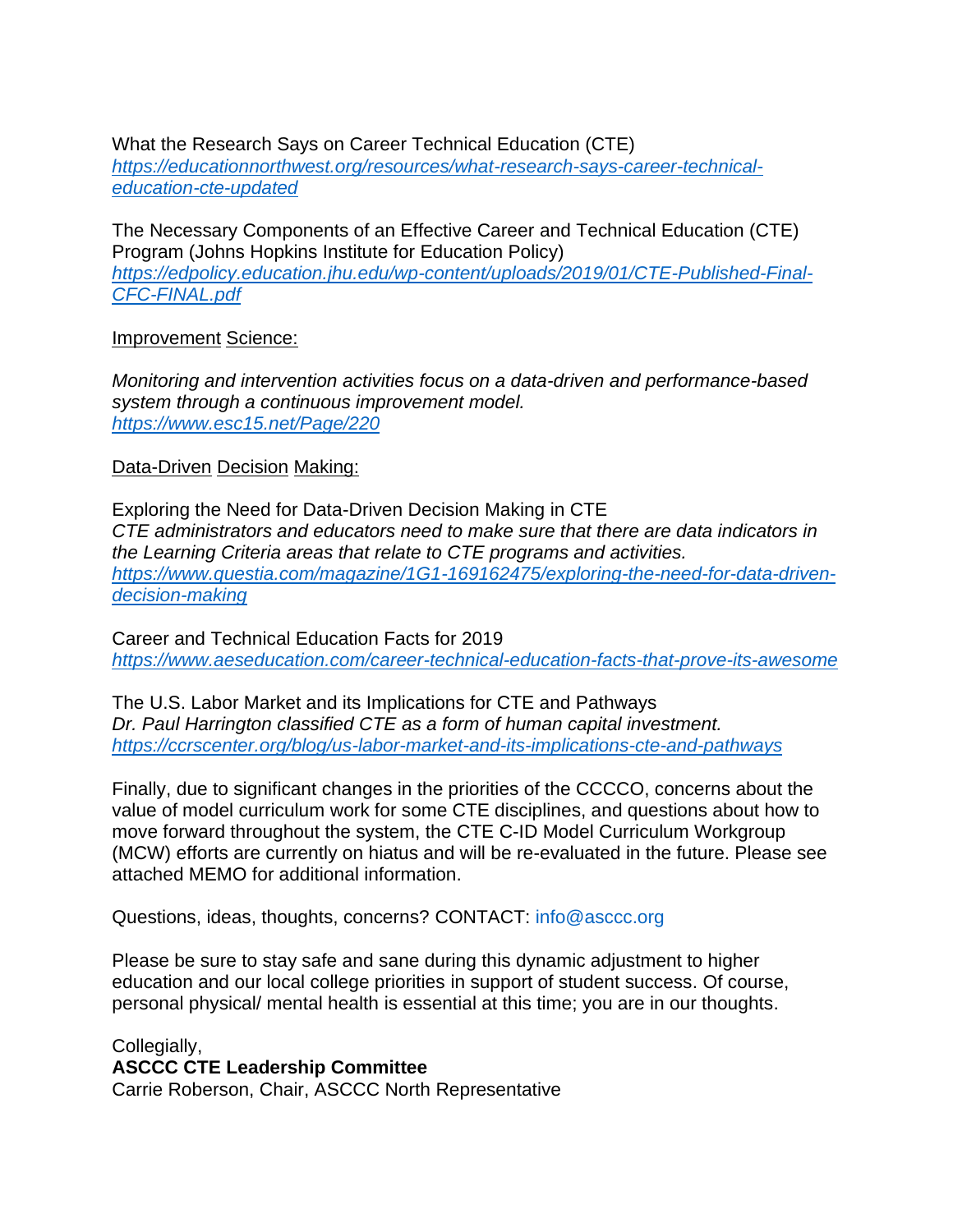What the Research Says on Career Technical Education (CTE)
[https://educationnorthwest.org/resources/what-research-says-career-technical-education-cte-updated](https://educationnorthwest.org/resources/what-research-says-career-technical-education-cte-updated)

The Necessary Components of an Effective Career and Technical Education (CTE) Program (Johns Hopkins Institute for Education Policy)
[https://edpolicy.education.jhu.edu/wp-content/uploads/2019/01/CTE-Published-Final-CFC-FINAL.pdf](https://edpolicy.education.jhu.edu/wp-content/uploads/2019/01/CTE-Published-Final-CFC-FINAL.pdf)

<u>Improvement Science:</u>

*Monitoring and intervention activities focus on a data-driven and performance-based system through a continuous improvement model.*
[https://www.esc15.net/Page/220](https://www.esc15.net/Page/220)

<u>Data-Driven Decision Making:</u>

Exploring the Need for Data-Driven Decision Making in CTE
*CTE administrators and educators need to make sure that there are data indicators in the Learning Criteria areas that relate to CTE programs and activities.*
[https://www.questia.com/magazine/1G1-169162475/exploring-the-need-for-data-driven-decision-making](https://www.questia.com/magazine/1G1-169162475/exploring-the-need-for-data-driven-decision-making)

Career and Technical Education Facts for 2019
[https://www.aeseducation.com/career-technical-education-facts-that-prove-its-awesome](https://www.aeseducation.com/career-technical-education-facts-that-prove-its-awesome)

The U.S. Labor Market and its Implications for CTE and Pathways
*Dr. Paul Harrington classified CTE as a form of human capital investment.*
[https://ccrscenter.org/blog/us-labor-market-and-its-implications-cte-and-pathways](https://ccrscenter.org/blog/us-labor-market-and-its-implications-cte-and-pathways)

Finally, due to significant changes in the priorities of the CCCCO, concerns about the value of model curriculum work for some CTE disciplines, and questions about how to move forward throughout the system, the CTE C-ID Model Curriculum Workgroup (MCW) efforts are currently on hiatus and will be re-evaluated in the future. Please see attached MEMO for additional information.

Questions, ideas, thoughts, concerns? CONTACT: info@asccc.org

Please be sure to stay safe and sane during this dynamic adjustment to higher education and our local college priorities in support of student success. Of course, personal physical/ mental health is essential at this time; you are in our thoughts.

Collegially,
**ASCCC CTE Leadership Committee**
Carrie Roberson, Chair, ASCCC North Representative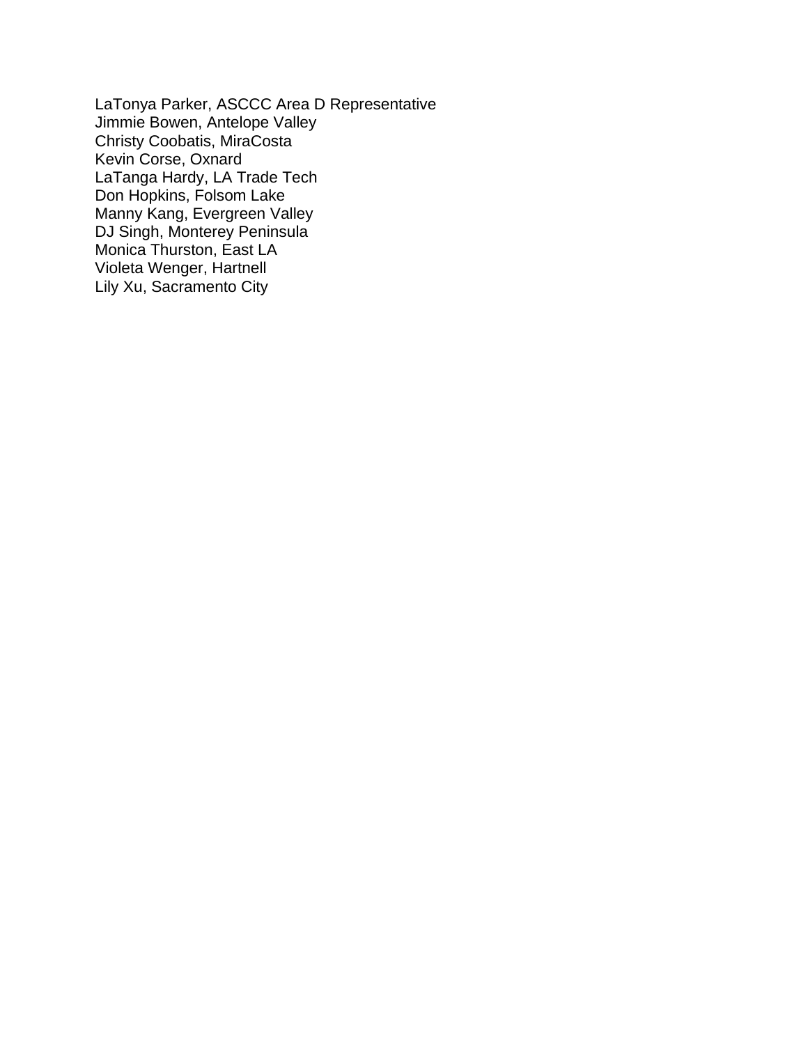LaTonya Parker, ASCCC Area D Representative
Jimmie Bowen, Antelope Valley
Christy Coobatis, MiraCosta
Kevin Corse, Oxnard
LaTanga Hardy, LA Trade Tech
Don Hopkins, Folsom Lake
Manny Kang, Evergreen Valley
DJ Singh, Monterey Peninsula
Monica Thurston, East LA
Violeta Wenger, Hartnell
Lily Xu, Sacramento City